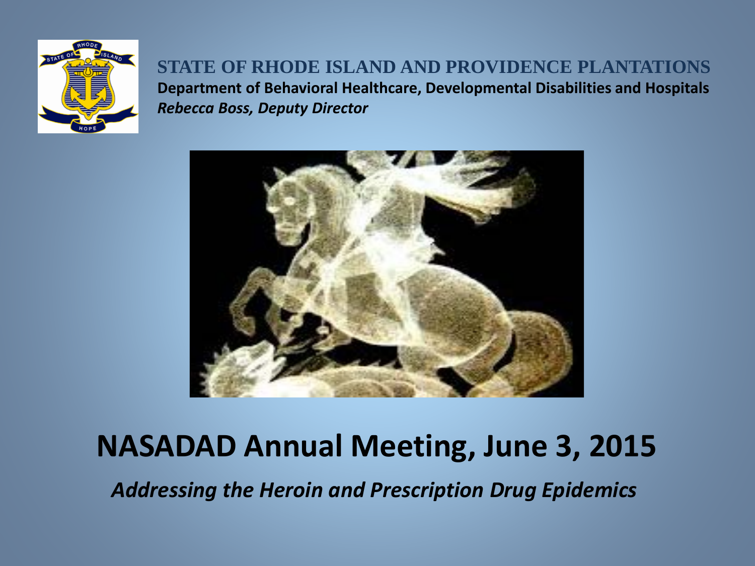**STATE OF RHODE ISLAND AND PROVIDENCE PLANTATIONS**

**Department of Behavioral Healthcare, Developmental Disabilities and Hospitals**

***Rebecca Boss, Deputy Director***

# NASADAD Annual Meeting, June 3, 2015

***Addressing the Heroin and Prescription Drug Epidemics***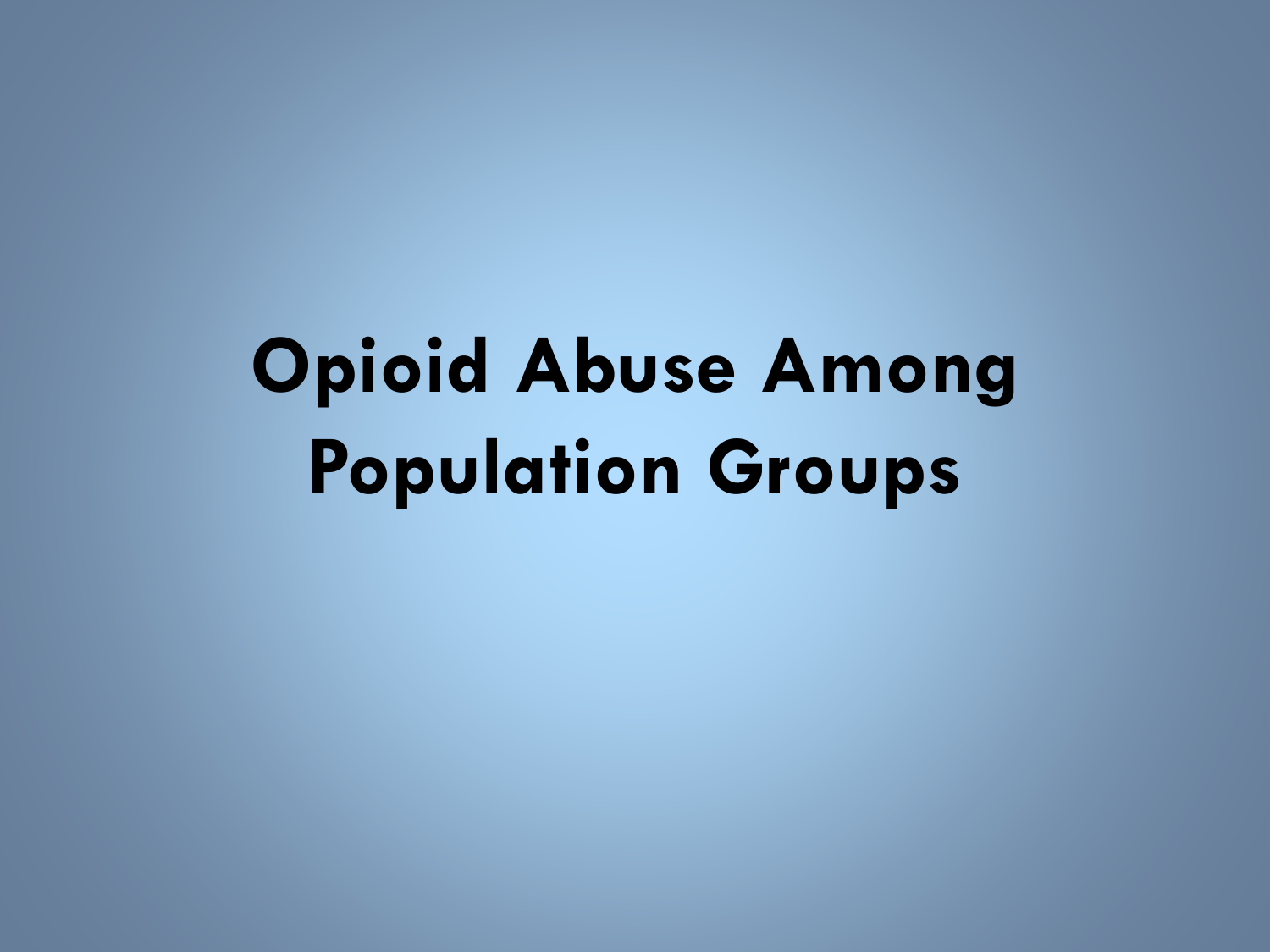# Opioid Abuse Among Population Groups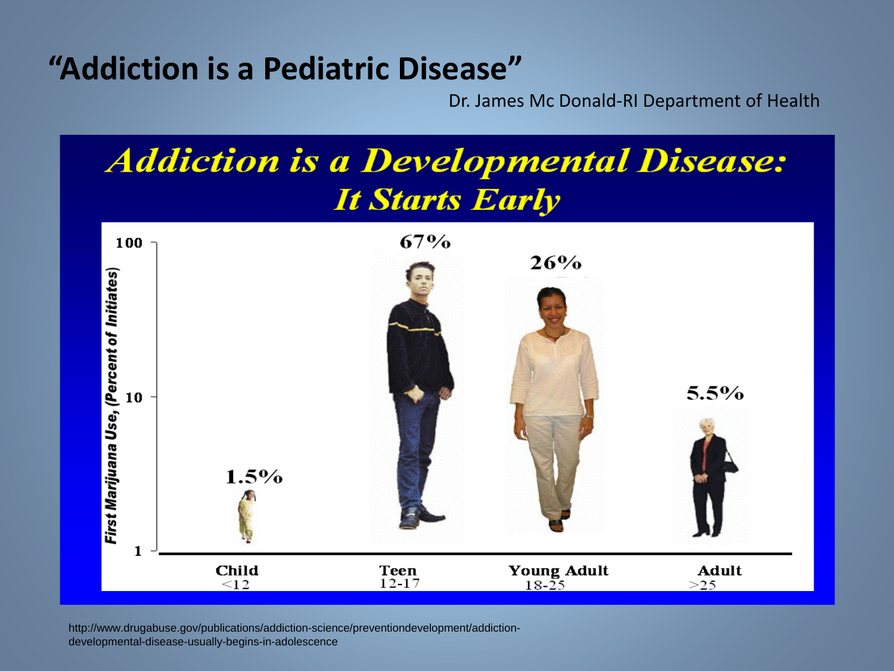# "Addiction is a Pediatric Disease"

Dr. James Mc Donald-RI Department of Health

## Addiction is a Developmental Disease: It Starts Early

First Marijuana Use, (Percent of Initiates)

| Age Group | First Marijuana Use (Percent of Initiates) |
| --- | --- |
| Child <12 | 1.5% |
| Teen 12-17 | 67% |
| Young Adult 18-25 | 26% |
| Adult >25 | 5.5% |

http://www.drugabuse.gov/publications/addiction-science/preventiondevelopment/addiction-developmental-disease-usually-begins-in-adolescence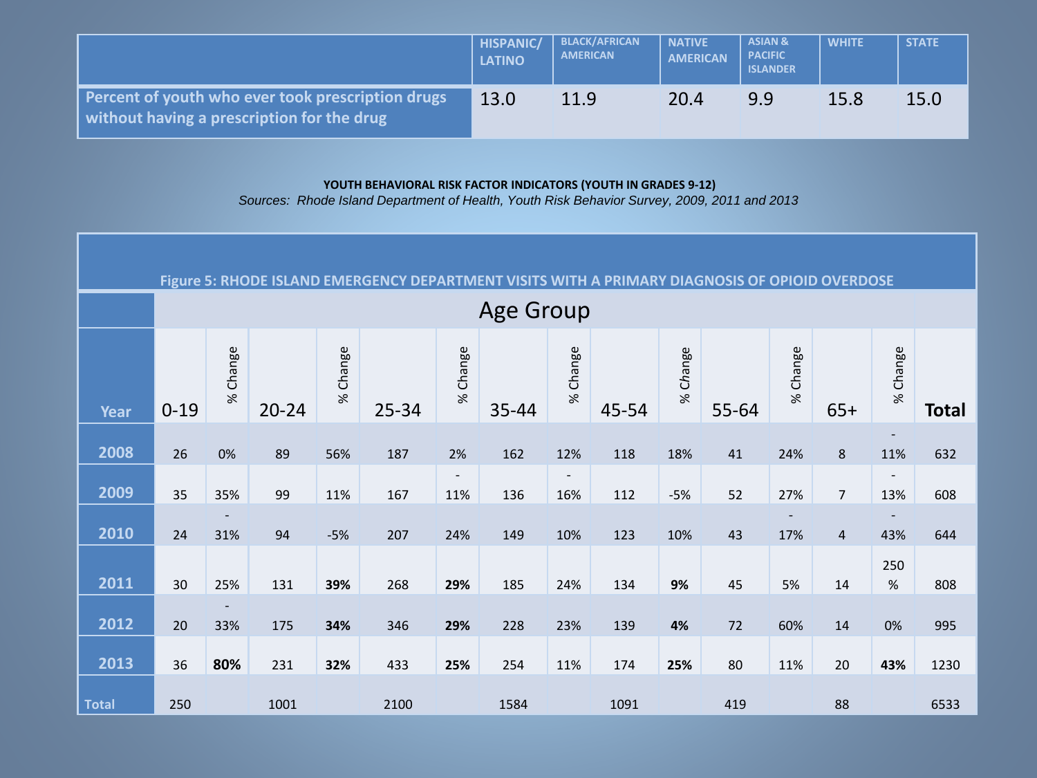| | HISPANIC/ LATINO | BLACK/AFRICAN AMERICAN | NATIVE AMERICAN | ASIAN & PACIFIC ISLANDER | WHITE | STATE |
|---|---|---|---|---|---|---|
| **Percent of youth who ever took prescription drugs without having a prescription for the drug** | 13.0 | 11.9 | 20.4 | 9.9 | 15.8 | 15.0 |

**YOUTH BEHAVIORAL RISK FACTOR INDICATORS (YOUTH IN GRADES 9-12)**

*Sources: Rhode Island Department of Health, Youth Risk Behavior Survey, 2009, 2011 and 2013*

**Figure 5: RHODE ISLAND EMERGENCY DEPARTMENT VISITS WITH A PRIMARY DIAGNOSIS OF OPIOID OVERDOSE**

| | Age Group | | | | | | | | | | | | | | |
|---|---|---|---|---|---|---|---|---|---|---|---|---|---|---|---|
| **Year** | 0-19 | % Change | 20-24 | % Change | 25-34 | % Change | 35-44 | % Change | 45-54 | % Change | 55-64 | % Change | 65+ | % Change | **Total** |
| **2008** | 26 | 0% | 89 | 56% | 187 | 2% | 162 | 12% | 118 | 18% | 41 | 24% | 8 | -11% | 632 |
| **2009** | 35 | 35% | 99 | 11% | 167 | -11% | 136 | -16% | 112 | -5% | 52 | 27% | 7 | -13% | 608 |
| **2010** | 24 | -31% | 94 | -5% | 207 | 24% | 149 | 10% | 123 | 10% | 43 | -17% | 4 | -43% | 644 |
| **2011** | 30 | 25% | 131 | **39%** | 268 | **29%** | 185 | 24% | 134 | **9%** | 45 | 5% | 14 | 250% | 808 |
| **2012** | 20 | -33% | 175 | **34%** | 346 | **29%** | 228 | 23% | 139 | **4%** | 72 | 60% | 14 | 0% | 995 |
| **2013** | 36 | **80%** | 231 | **32%** | 433 | **25%** | 254 | 11% | 174 | **25%** | 80 | 11% | 20 | **43%** | 1230 |
| **Total** | 250 | | 1001 | | 2100 | | 1584 | | 1091 | | 419 | | 88 | | 6533 |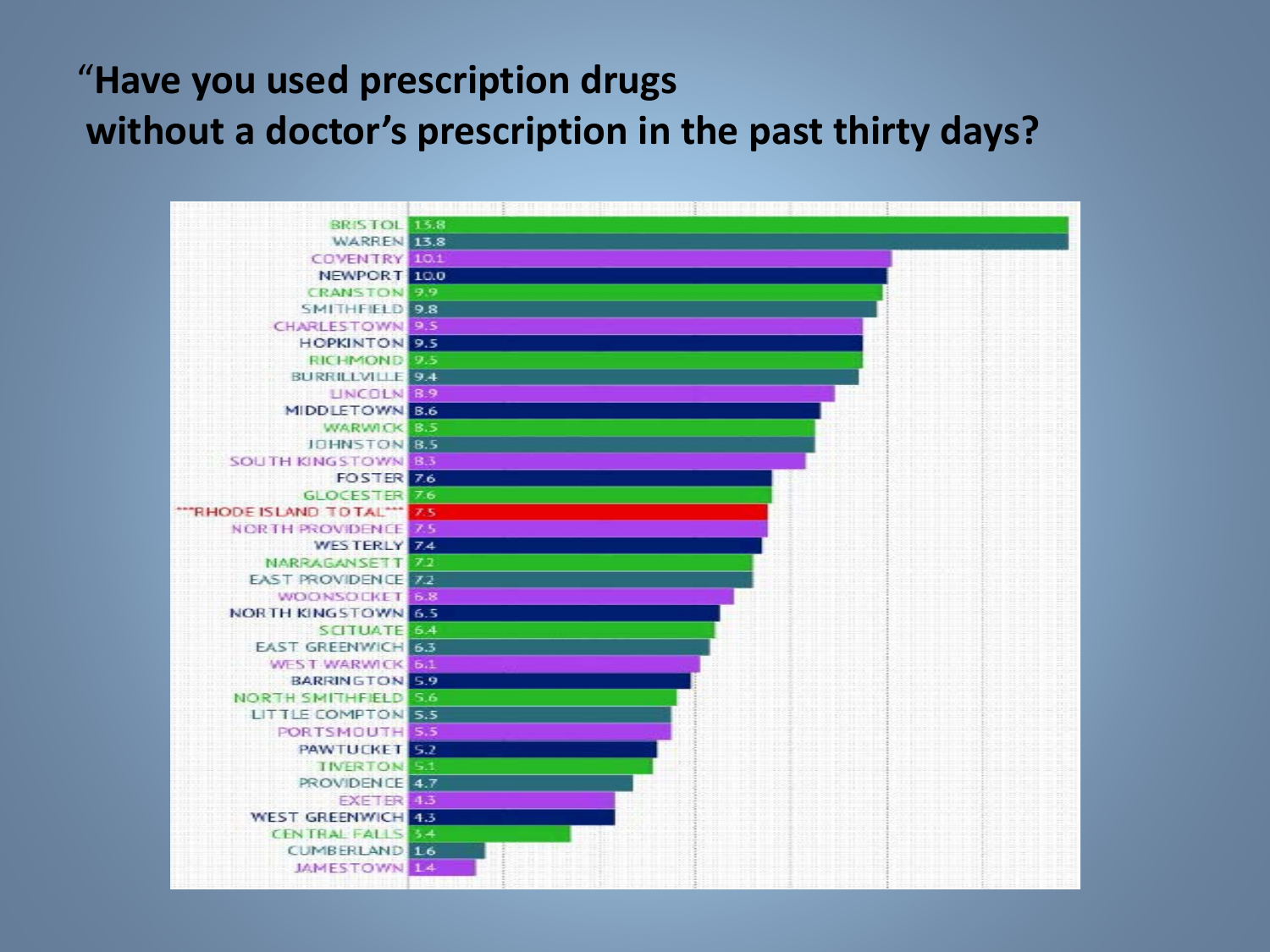# "Have you used prescription drugs without a doctor's prescription in the past thirty days?

| Location | Percent |
| --- | --- |
| BRISTOL | 13.8 |
| WARREN | 13.8 |
| COVENTRY | 10.1 |
| NEWPORT | 10.0 |
| CRANSTON | 9.9 |
| SMITHFIELD | 9.8 |
| CHARLESTOWN | 9.5 |
| HOPKINTON | 9.5 |
| RICHMOND | 9.5 |
| BURRILLVILLE | 9.4 |
| LINCOLN | 8.9 |
| MIDDLETOWN | 8.6 |
| WARWICK | 8.5 |
| JOHNSTON | 8.5 |
| SOUTH KINGSTOWN | 8.3 |
| FOSTER | 7.6 |
| GLOCESTER | 7.6 |
| ***RHODE ISLAND TOTAL*** | 7.5 |
| NORTH PROVIDENCE | 7.5 |
| WESTERLY | 7.4 |
| NARRAGANSETT | 7.2 |
| EAST PROVIDENCE | 7.2 |
| WOONSOCKET | 6.8 |
| NORTH KINGSTOWN | 6.5 |
| SCITUATE | 6.4 |
| EAST GREENWICH | 6.3 |
| WEST WARWICK | 6.1 |
| BARRINGTON | 5.9 |
| NORTH SMITHFIELD | 5.6 |
| LITTLE COMPTON | 5.5 |
| PORTSMOUTH | 5.5 |
| PAWTUCKET | 5.2 |
| TIVERTON | 5.1 |
| PROVIDENCE | 4.7 |
| EXETER | 4.3 |
| WEST GREENWICH | 4.3 |
| CENTRAL FALLS | 3.4 |
| CUMBERLAND | 1.6 |
| JAMESTOWN | 1.4 |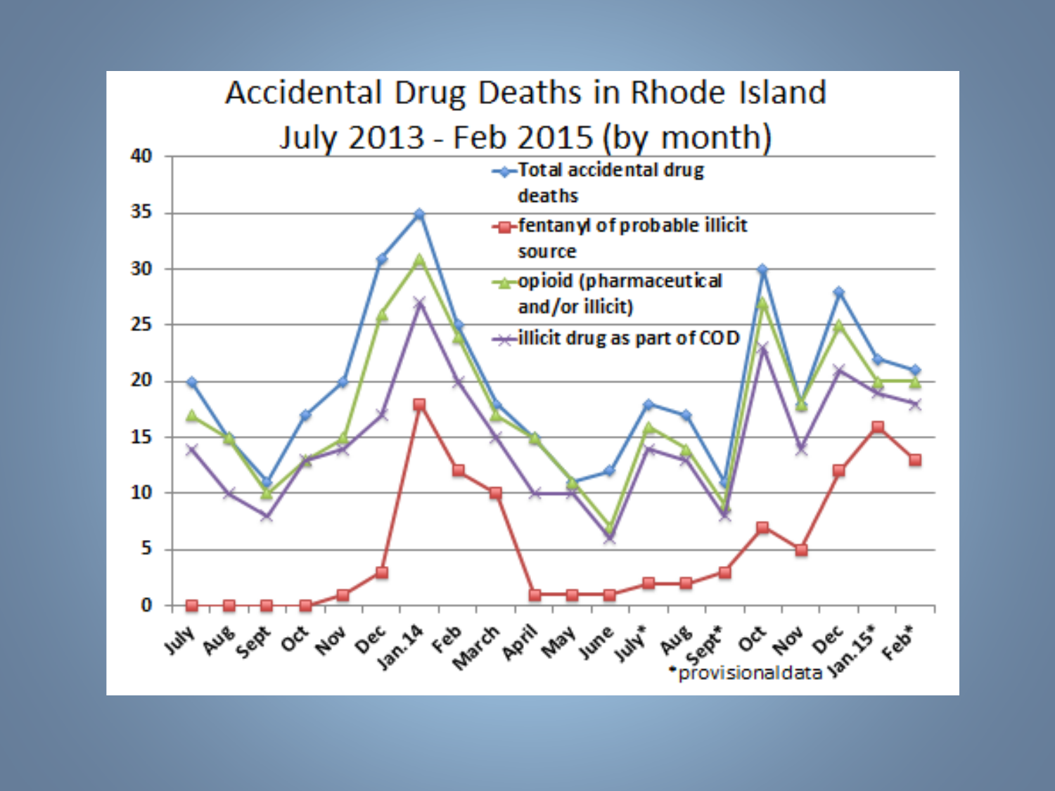# Accidental Drug Deaths in Rhode Island
## July 2013 - Feb 2015 (by month)

- Total accidental drug deaths
- fentanyl of probable illicit source
- opioid (pharmaceutical and/or illicit)
- illicit drug as part of COD

July, Aug, Sept, Oct, Nov, Dec, Jan.14, Feb, March, April, May, June, July*, Aug, Sept*, Oct, Nov, Dec, Jan.15*, Feb*

*provisional data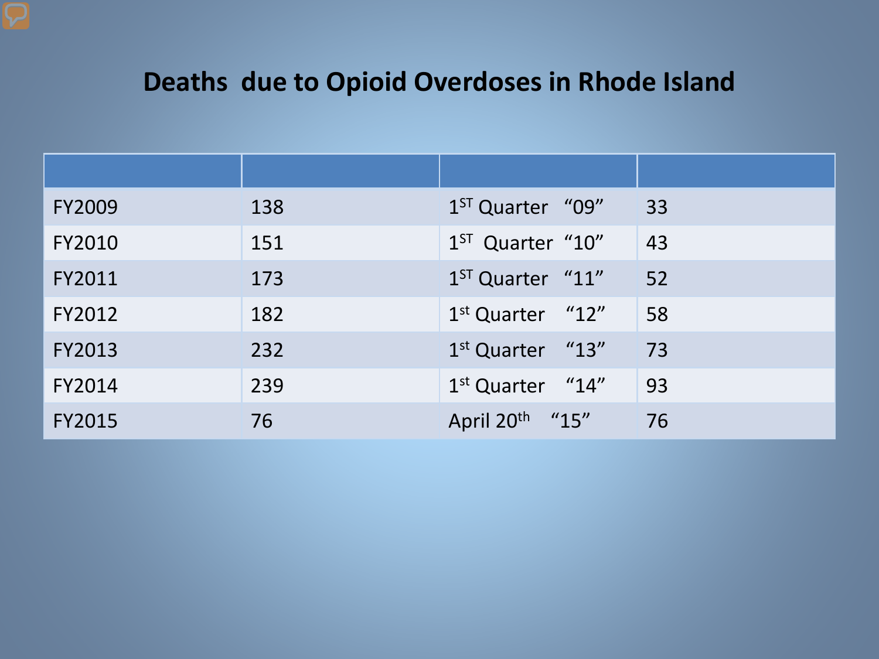# Deaths due to Opioid Overdoses in Rhode Island

| | | | |
|---|---|---|---|
| FY2009 | 138 | 1ST Quarter “09” | 33 |
| FY2010 | 151 | 1ST Quarter “10” | 43 |
| FY2011 | 173 | 1ST Quarter “11” | 52 |
| FY2012 | 182 | 1st Quarter “12” | 58 |
| FY2013 | 232 | 1st Quarter “13” | 73 |
| FY2014 | 239 | 1st Quarter “14” | 93 |
| FY2015 | 76 | April 20th “15” | 76 |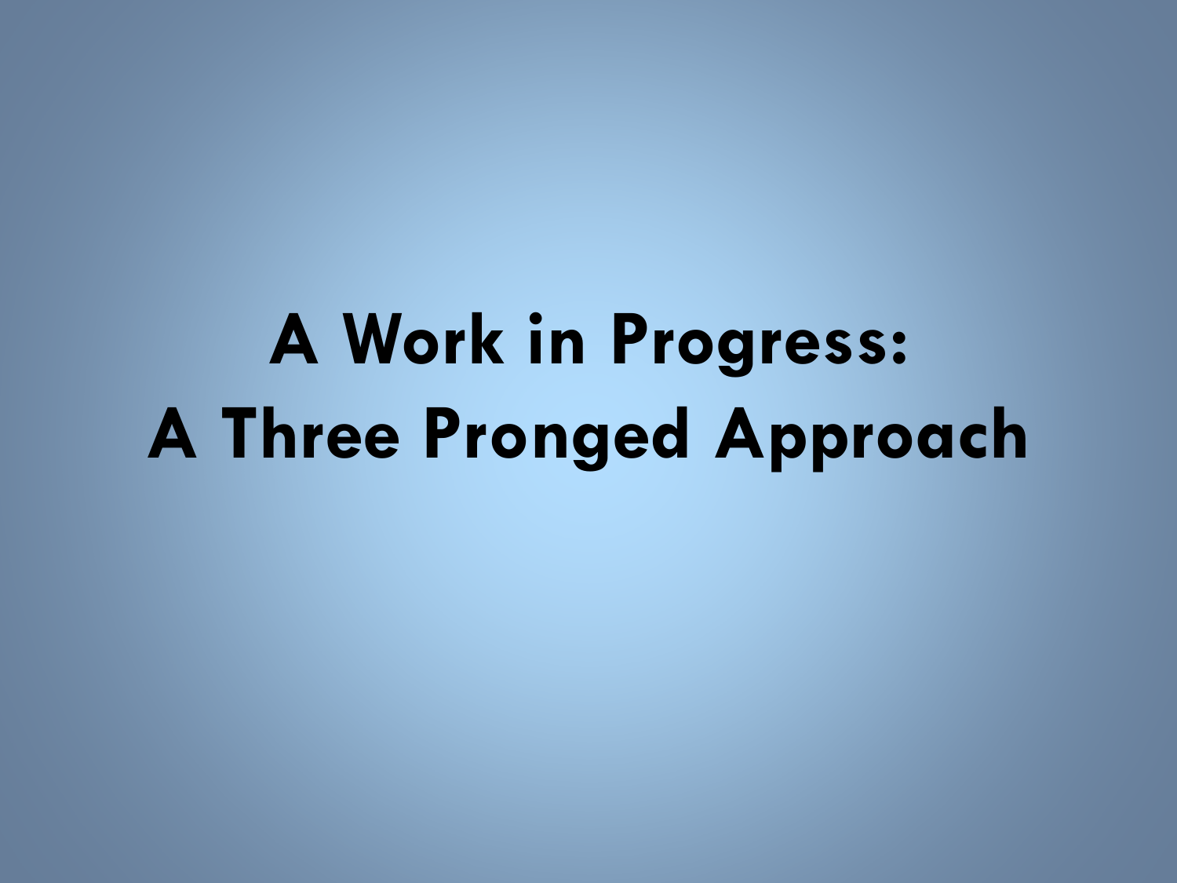# A Work in Progress: A Three Pronged Approach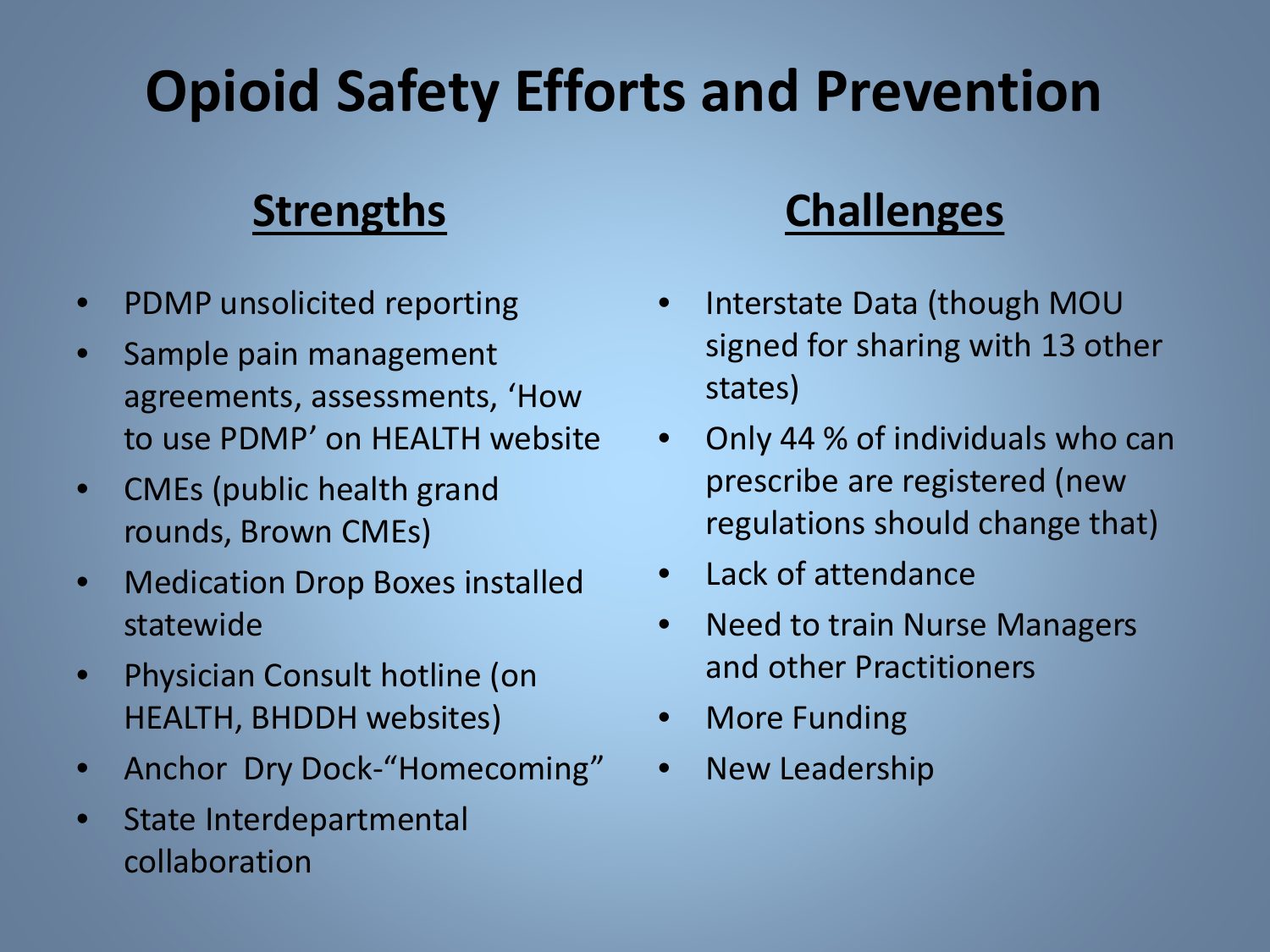# Opioid Safety Efforts and Prevention

## Strengths

- PDMP unsolicited reporting
- Sample pain management agreements, assessments, 'How to use PDMP' on HEALTH website
- CMEs (public health grand rounds, Brown CMEs)
- Medication Drop Boxes installed statewide
- Physician Consult hotline (on HEALTH, BHDDH websites)
- Anchor Dry Dock-"Homecoming"
- State Interdepartmental collaboration

## Challenges

- Interstate Data (though MOU signed for sharing with 13 other states)
- Only 44 % of individuals who can prescribe are registered (new regulations should change that)
- Lack of attendance
- Need to train Nurse Managers and other Practitioners
- More Funding
- New Leadership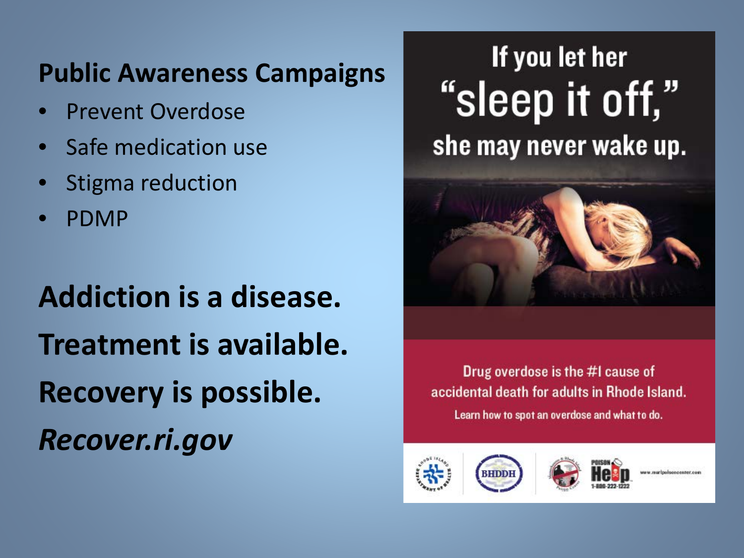## Public Awareness Campaigns

- Prevent Overdose
- Safe medication use
- Stigma reduction
- PDMP

**Addiction is a disease.**

**Treatment is available.**

**Recovery is possible.**

***Recover.ri.gov***

If you let her "sleep it off," she may never wake up.

Drug overdose is the #1 cause of accidental death for adults in Rhode Island.

Learn how to spot an overdose and what to do.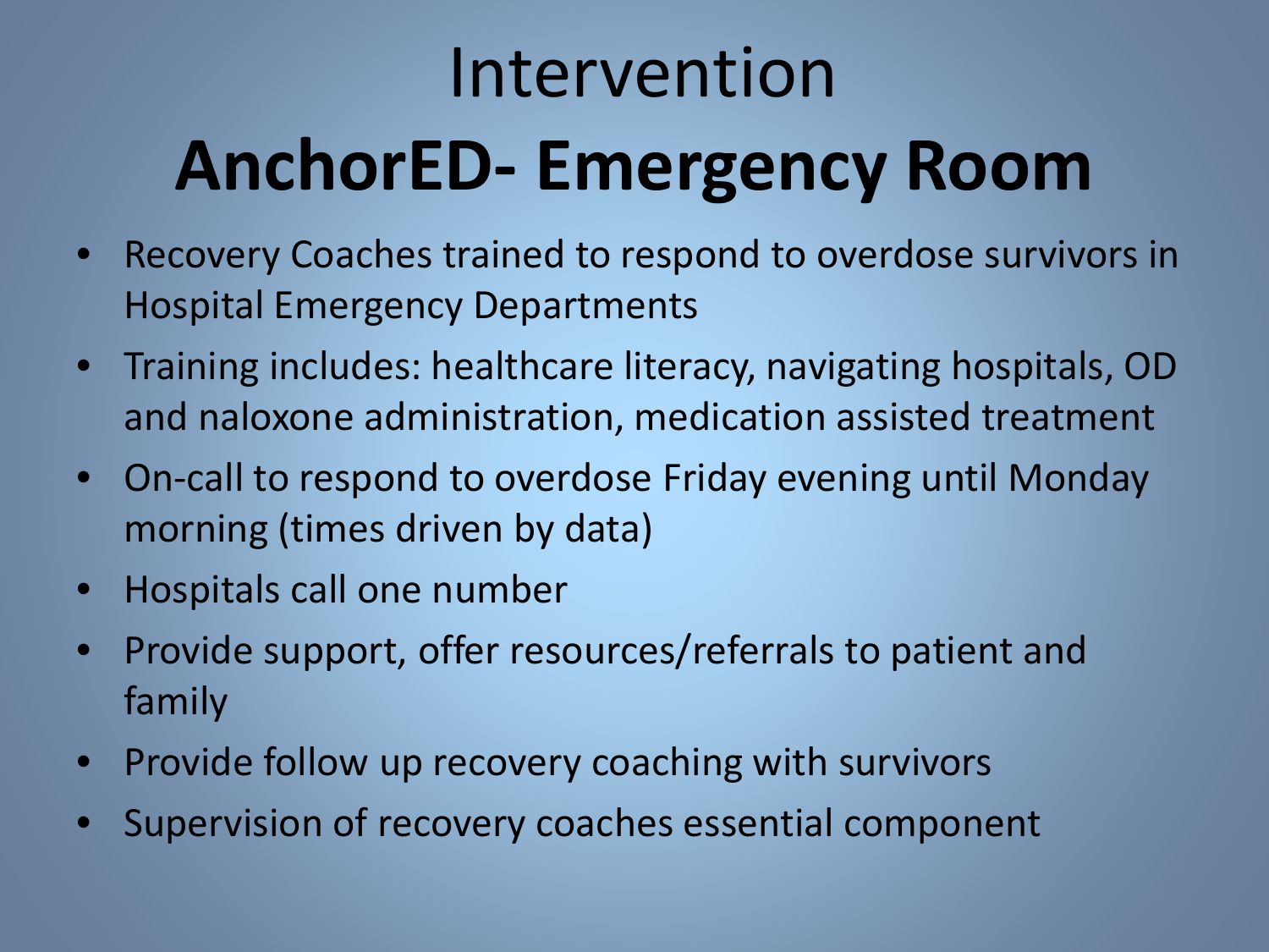# Intervention

# **AnchorED- Emergency Room**

- Recovery Coaches trained to respond to overdose survivors in Hospital Emergency Departments
- Training includes: healthcare literacy, navigating hospitals, OD and naloxone administration, medication assisted treatment
- On-call to respond to overdose Friday evening until Monday morning (times driven by data)
- Hospitals call one number
- Provide support, offer resources/referrals to patient and family
- Provide follow up recovery coaching with survivors
- Supervision of recovery coaches essential component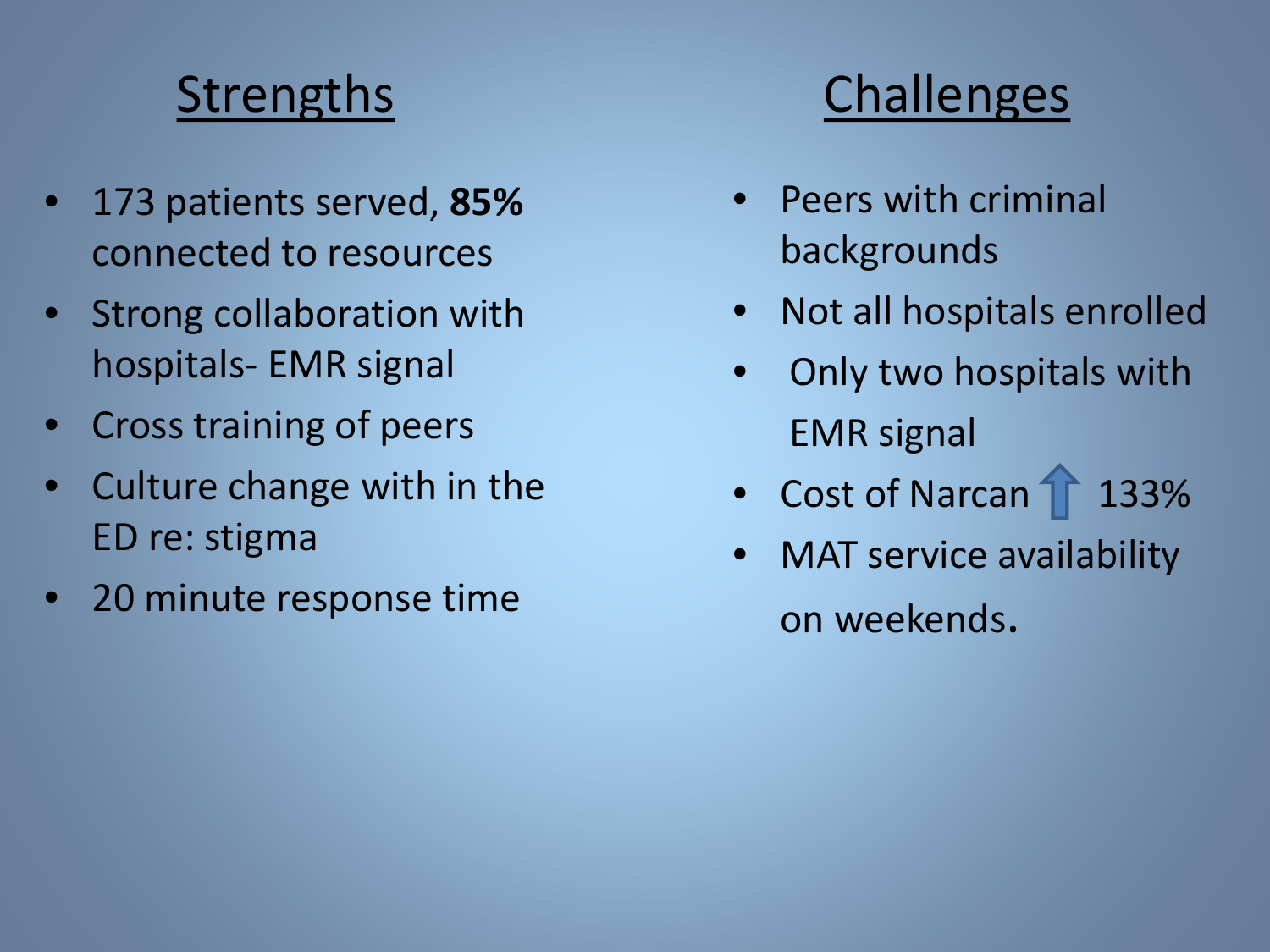## Strengths

- 173 patients served, **85%** connected to resources
- Strong collaboration with hospitals- EMR signal
- Cross training of peers
- Culture change with in the ED re: stigma
- 20 minute response time

## Challenges

- Peers with criminal backgrounds
- Not all hospitals enrolled
- Only two hospitals with EMR signal
- Cost of Narcan ⇧ 133%
- MAT service availability on weekends.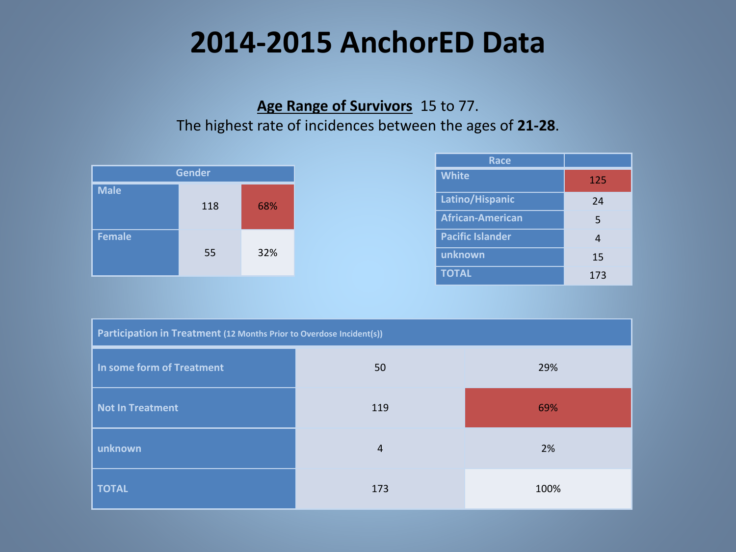# 2014-2015 AnchorED Data

**Age Range of Survivors** 15 to 77.

The highest rate of incidences between the ages of **21-28**.

| Gender | | |
|---|---|---|
| Male | 118 | 68% |
| Female | 55 | 32% |

| Race | |
|---|---|
| White | 125 |
| Latino/Hispanic | 24 |
| African-American | 5 |
| Pacific Islander | 4 |
| unknown | 15 |
| TOTAL | 173 |

| Participation in Treatment (12 Months Prior to Overdose Incident(s)) | | |
|---|---|---|
| In some form of Treatment | 50 | 29% |
| Not In Treatment | 119 | 69% |
| unknown | 4 | 2% |
| TOTAL | 173 | 100% |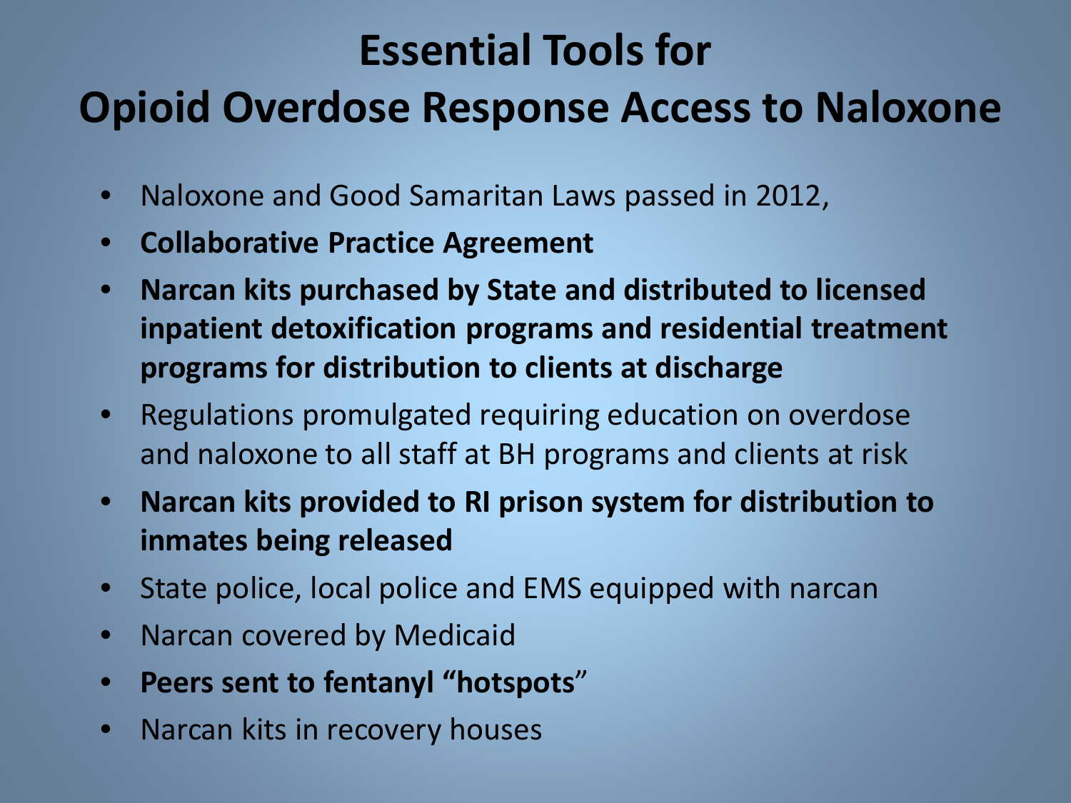# Essential Tools for Opioid Overdose Response Access to Naloxone

- Naloxone and Good Samaritan Laws passed in 2012,
- **Collaborative Practice Agreement**
- **Narcan kits purchased by State and distributed to licensed inpatient detoxification programs and residential treatment programs for distribution to clients at discharge**
- Regulations promulgated requiring education on overdose and naloxone to all staff at BH programs and clients at risk
- **Narcan kits provided to RI prison system for distribution to inmates being released**
- State police, local police and EMS equipped with narcan
- Narcan covered by Medicaid
- **Peers sent to fentanyl "hotspots**"
- Narcan kits in recovery houses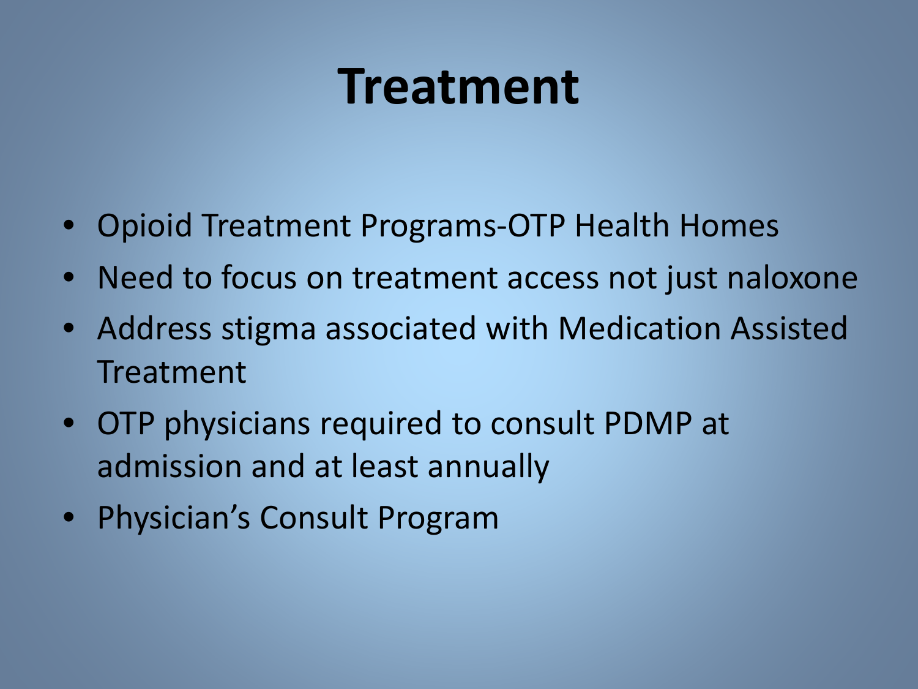# Treatment

- Opioid Treatment Programs-OTP Health Homes
- Need to focus on treatment access not just naloxone
- Address stigma associated with Medication Assisted Treatment
- OTP physicians required to consult PDMP at admission and at least annually
- Physician's Consult Program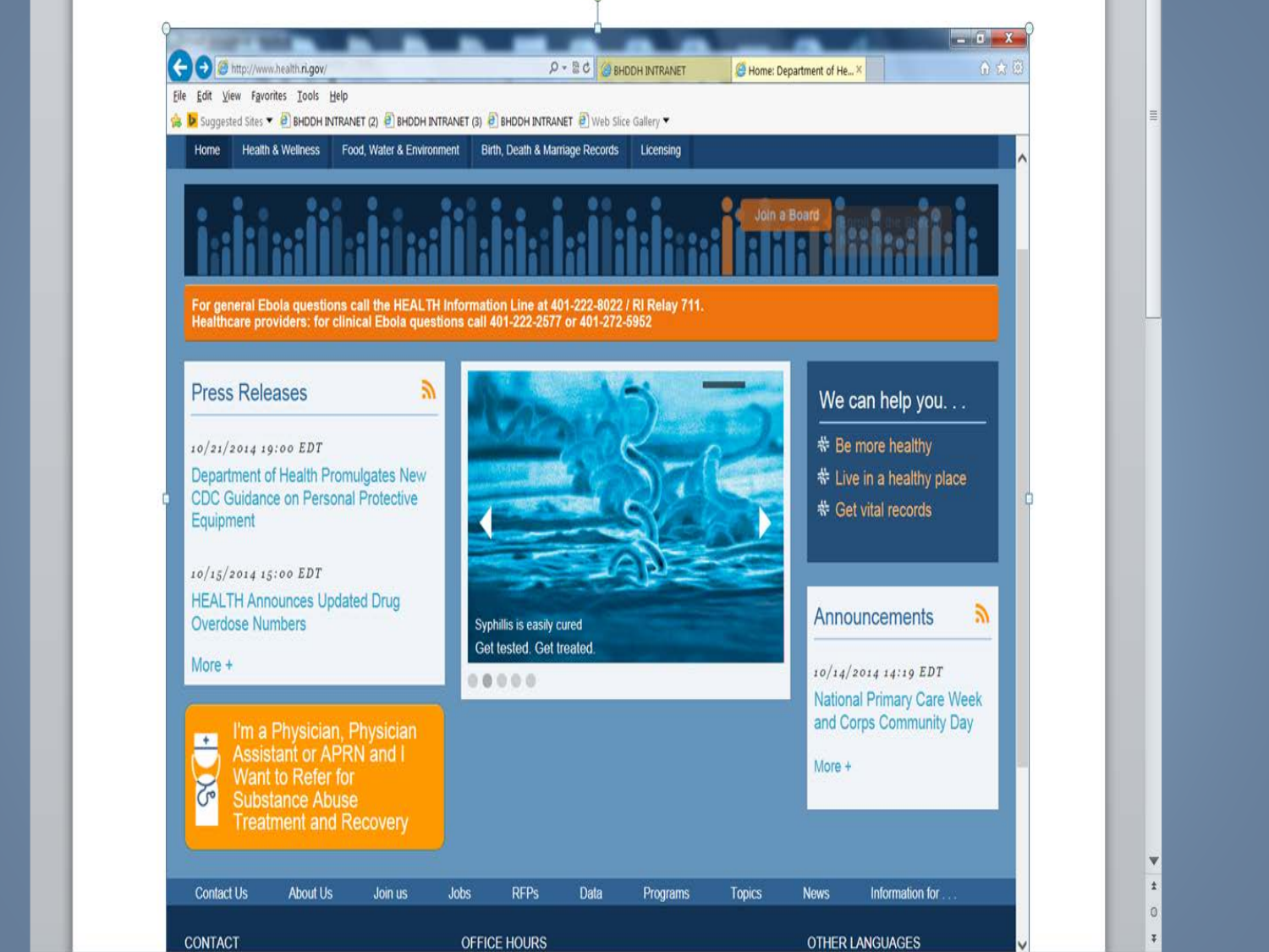http://www.health.ri.gov/

BHDDH INTRANET | Home: Department of He...

File Edit View Favorites Tools Help

Suggested Sites ▾ | BHDDH INTRANET (2) | BHDDH INTRANET (3) | BHDDH INTRANET | Web Slice Gallery ▾

Home | Health & Wellness | Food, Water & Environment | Birth, Death & Marriage Records | Licensing

Join a Board

**For general Ebola questions call the HEALTH Information Line at 401-222-8022 / RI Relay 711.**
**Healthcare providers: for clinical Ebola questions call 401-222-2577 or 401-272-5952**

## Press Releases

*10/21/2014 19:00 EDT*

Department of Health Promulgates New CDC Guidance on Personal Protective Equipment

*10/15/2014 15:00 EDT*

HEALTH Announces Updated Drug Overdose Numbers

More +

Syphilis is easily cured
Get tested. Get treated.

## We can help you. . .

- Be more healthy
- Live in a healthy place
- Get vital records

## Announcements

*10/14/2014 14:19 EDT*

National Primary Care Week and Corps Community Day

More +

I'm a Physician, Physician Assistant or APRN and I Want to Refer for Substance Abuse Treatment and Recovery

Contact Us | About Us | Join us | Jobs | RFPs | Data | Programs | Topics | News | Information for . . .

CONTACT | OFFICE HOURS | OTHER LANGUAGES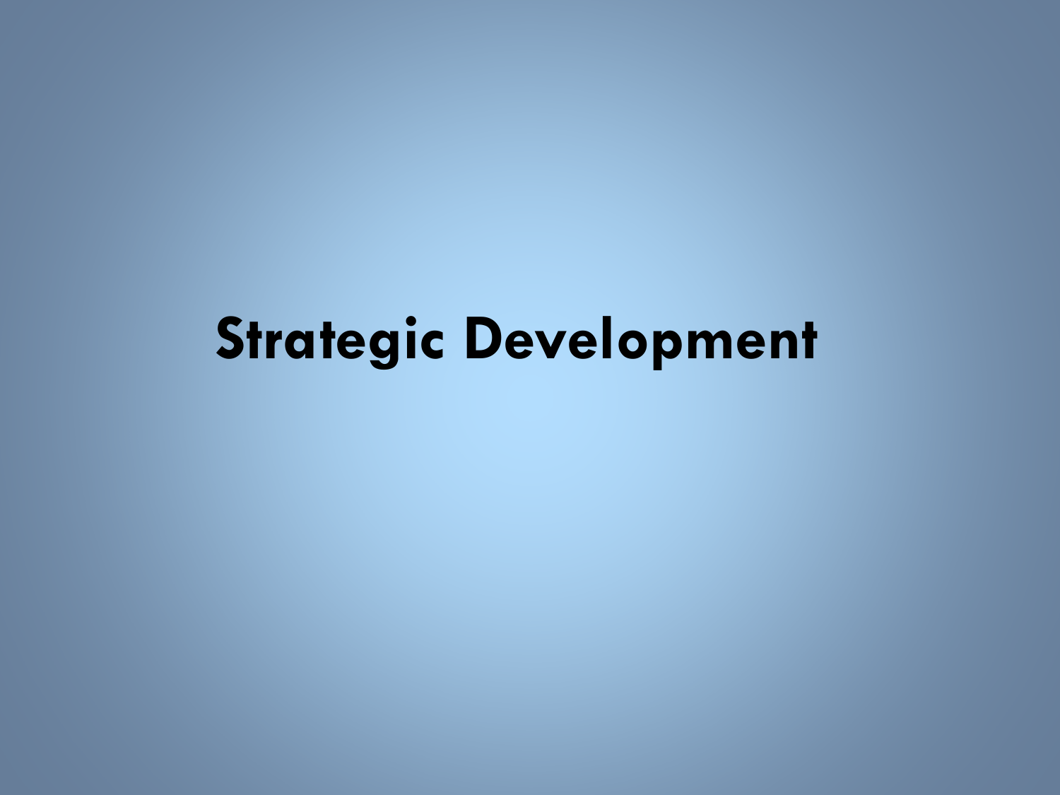# Strategic Development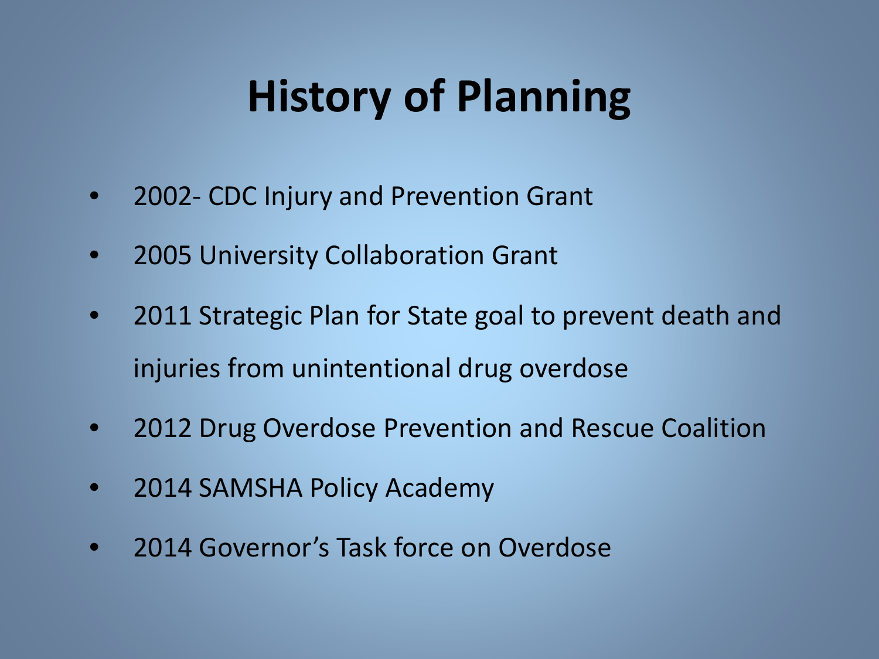# History of Planning

- 2002- CDC Injury and Prevention Grant
- 2005 University Collaboration Grant
- 2011 Strategic Plan for State goal to prevent death and injuries from unintentional drug overdose
- 2012 Drug Overdose Prevention and Rescue Coalition
- 2014 SAMSHA Policy Academy
- 2014 Governor’s Task force on Overdose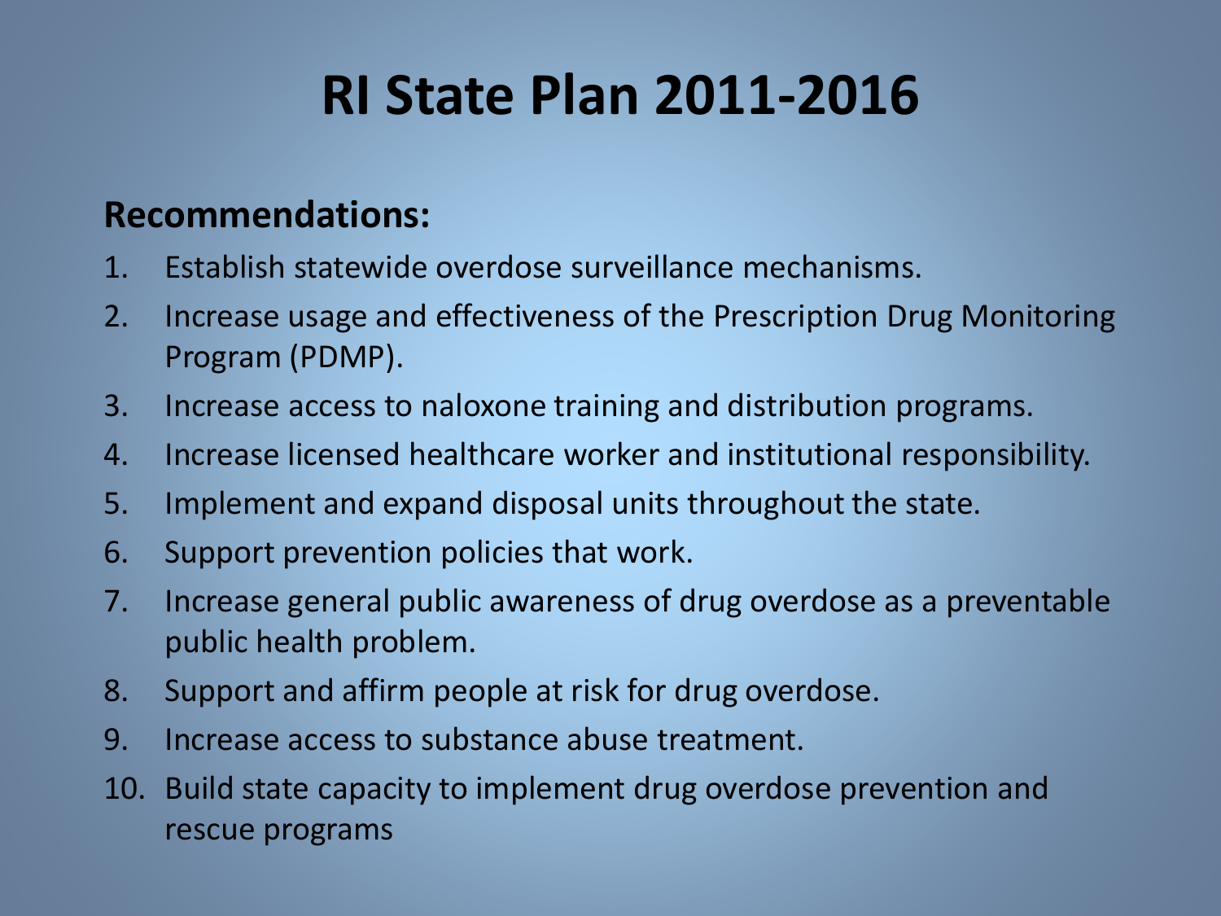# RI State Plan 2011-2016

**Recommendations:**

1. Establish statewide overdose surveillance mechanisms.
2. Increase usage and effectiveness of the Prescription Drug Monitoring Program (PDMP).
3. Increase access to naloxone training and distribution programs.
4. Increase licensed healthcare worker and institutional responsibility.
5. Implement and expand disposal units throughout the state.
6. Support prevention policies that work.
7. Increase general public awareness of drug overdose as a preventable public health problem.
8. Support and affirm people at risk for drug overdose.
9. Increase access to substance abuse treatment.
10. Build state capacity to implement drug overdose prevention and rescue programs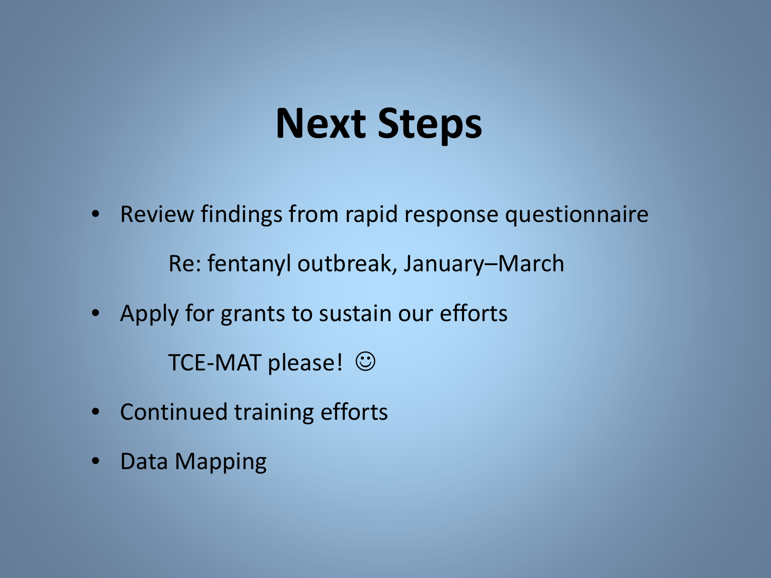# Next Steps

- Review findings from rapid response questionnaire

  Re: fentanyl outbreak, January–March

- Apply for grants to sustain our efforts

  TCE-MAT please! ☺

- Continued training efforts
- Data Mapping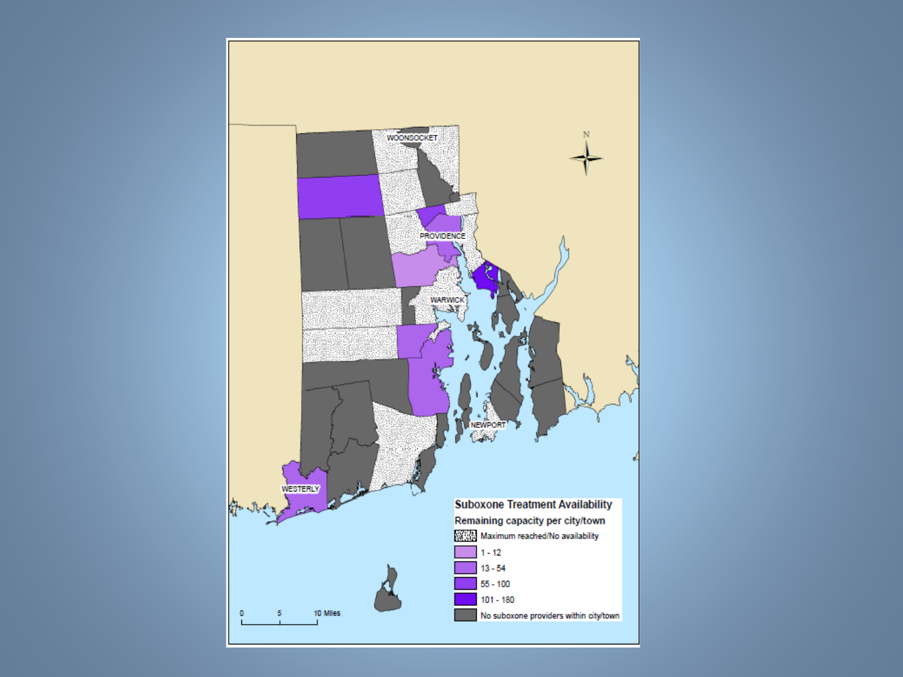WOONSOCKET

PROVIDENCE

WARWICK

NEWPORT

WESTERLY

N

0 5 10 Miles

**Suboxone Treatment Availability**

**Remaining capacity per city/town**

- Maximum reached/No availability
- 1 - 12
- 13 - 54
- 55 - 100
- 101 - 180
- No suboxone providers within city/town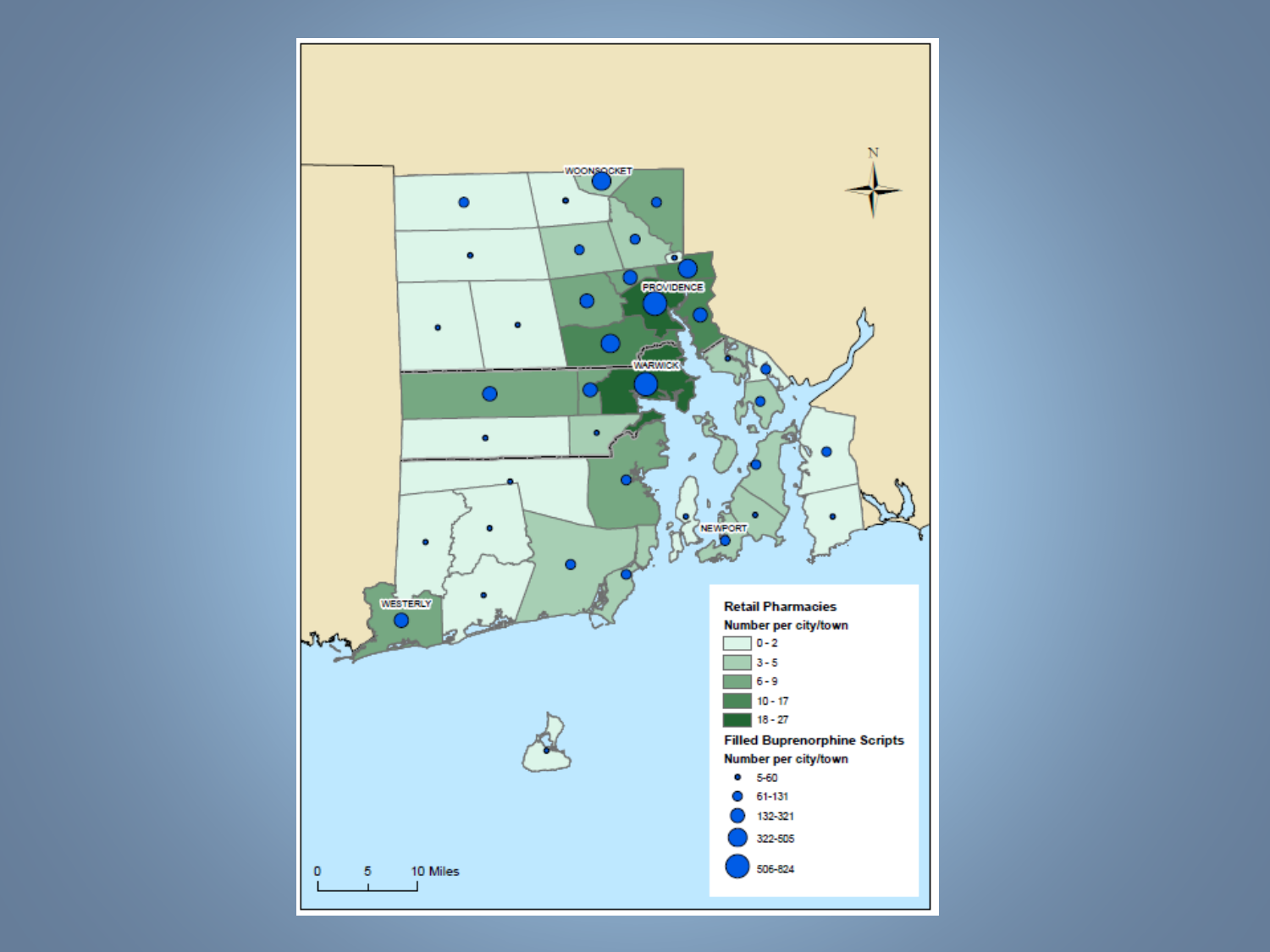WOONSOCKET

PROVIDENCE

WARWICK

NEWPORT

WESTERLY

N

**Retail Pharmacies**

**Number per city/town**

- 0 - 2
- 3 - 5
- 6 - 9
- 10 - 17
- 18 - 27

**Filled Buprenorphine Scripts**

**Number per city/town**

- 5-60
- 61-131
- 132-321
- 322-505
- 506-824

0 5 10 Miles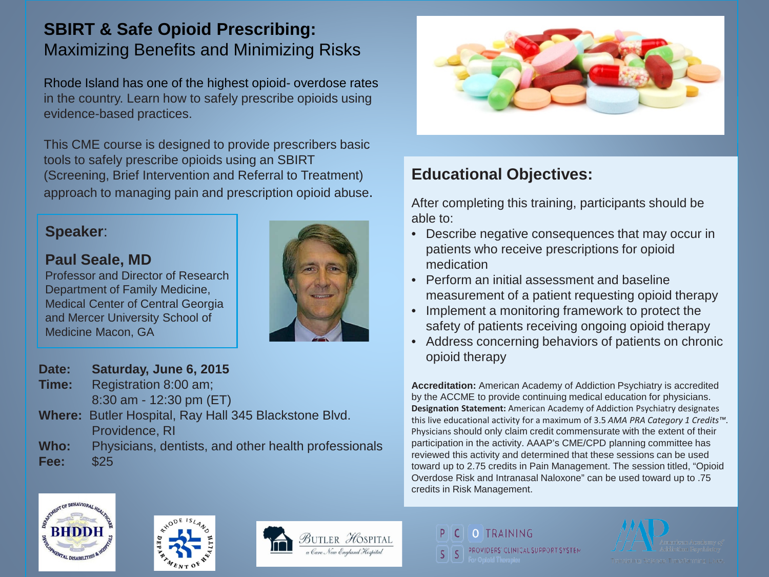# SBIRT & Safe Opioid Prescribing: Maximizing Benefits and Minimizing Risks

Rhode Island has one of the highest opioid- overdose rates in the country. Learn how to safely prescribe opioids using evidence-based practices.

This CME course is designed to provide prescribers basic tools to safely prescribe opioids using an SBIRT (Screening, Brief Intervention and Referral to Treatment) approach to managing pain and prescription opioid abuse.

**Speaker**:

**Paul Seale, MD**
Professor and Director of Research
Department of Family Medicine,
Medical Center of Central Georgia
and Mercer University School of
Medicine Macon, GA

**Date:** **Saturday, June 6, 2015**
**Time:** Registration 8:00 am;
8:30 am - 12:30 pm (ET)
**Where:** Butler Hospital, Ray Hall 345 Blackstone Blvd.
Providence, RI
**Who:** Physicians, dentists, and other health professionals
**Fee:** $25

## Educational Objectives:

After completing this training, participants should be able to:

- Describe negative consequences that may occur in patients who receive prescriptions for opioid medication
- Perform an initial assessment and baseline measurement of a patient requesting opioid therapy
- Implement a monitoring framework to protect the safety of patients receiving ongoing opioid therapy
- Address concerning behaviors of patients on chronic opioid therapy

**Accreditation:** American Academy of Addiction Psychiatry is accredited by the ACCME to provide continuing medical education for physicians. **Designation Statement:** American Academy of Addiction Psychiatry designates this live educational activity for a maximum of 3.5 *AMA PRA Category 1 Credits™*. Physicians should only claim credit commensurate with the extent of their participation in the activity. AAAP's CME/CPD planning committee has reviewed this activity and determined that these sessions can be used toward up to 2.75 credits in Pain Management. The session titled, "Opioid Overdose Risk and Intranasal Naloxone" can be used toward up to .75 credits in Risk Management.

BHDDH — Department of Behavioral Healthcare, Developmental Disabilities & Hospitals | Rhode Island Department of Health | Butler Hospital, a Care New England Hospital | PCSS-O Training, Providers' Clinical Support System For Opioid Therapies | AAAP American Academy of Addiction Psychiatry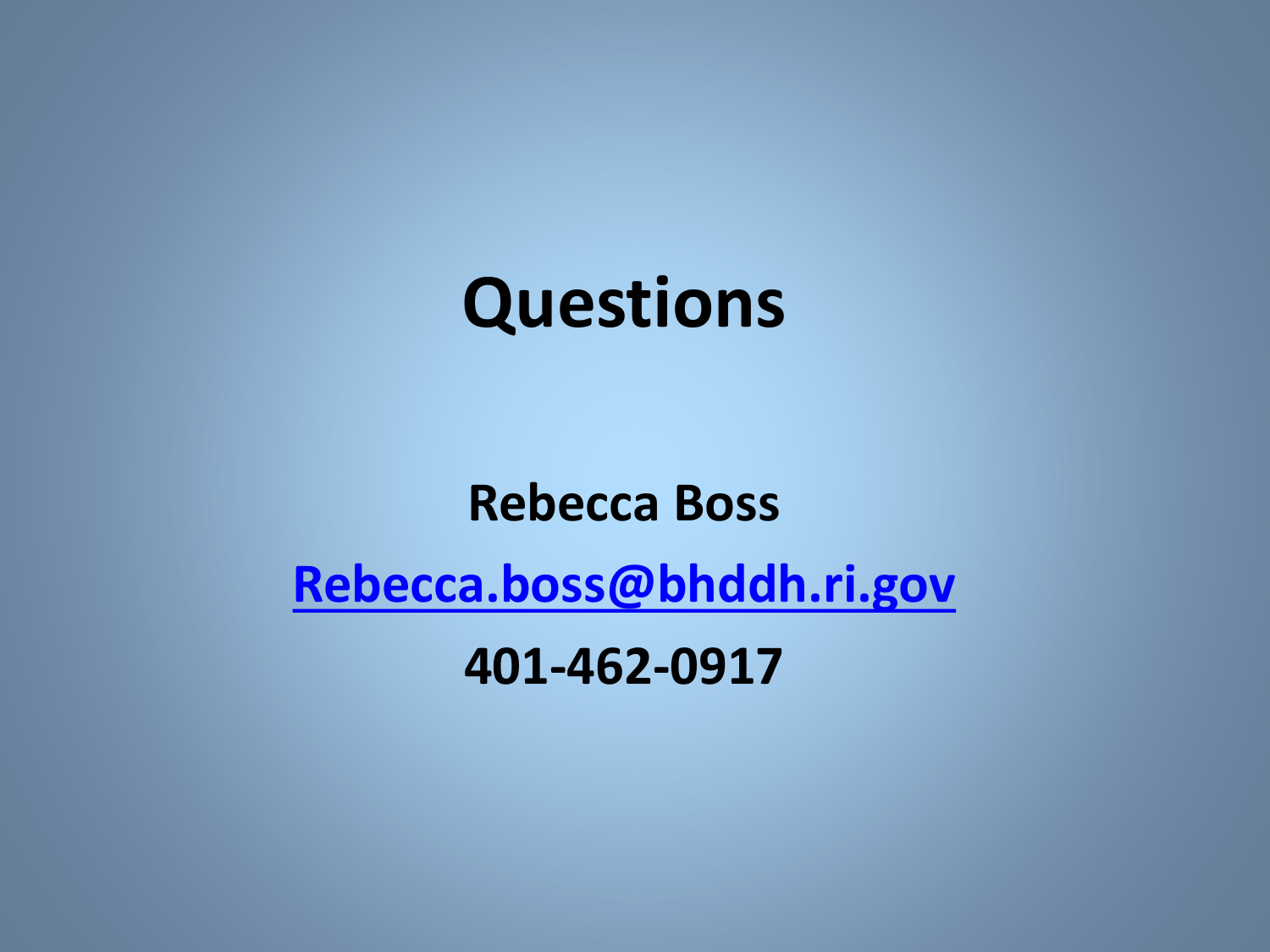# Questions

**Rebecca Boss**

**[Rebecca.boss@bhddh.ri.gov](mailto:Rebecca.boss@bhddh.ri.gov)**

**401-462-0917**